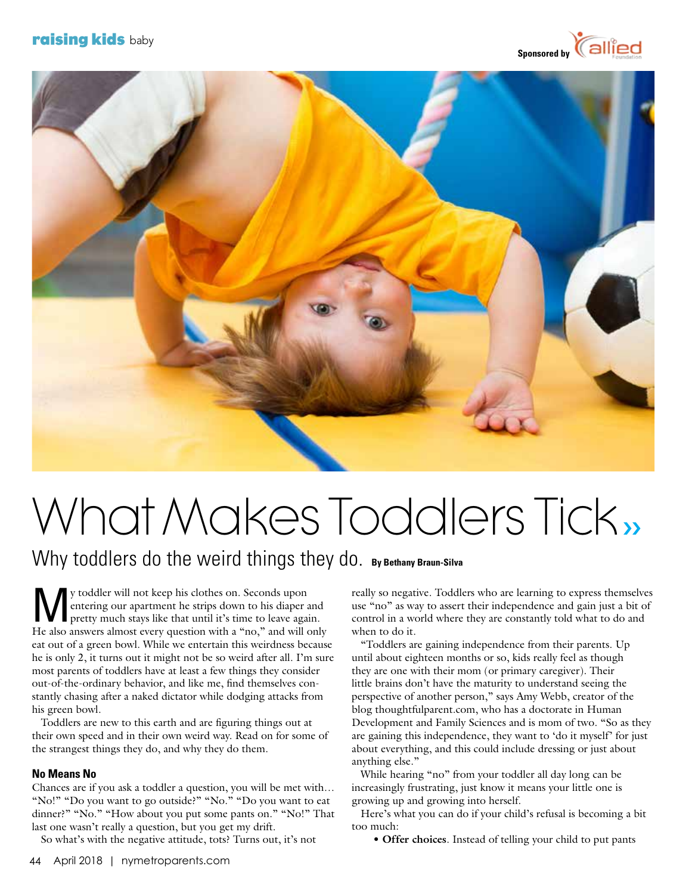# What Makes Toddlers Tick

## Why toddlers do the weird things they do.

**By Bethany Braun-Silva**

My toddler will not keep his clothes on. Seconds upon entering our apartment he strips down to his diaper and pretty much stays like that until it's time to leave again. He also answers almost every question with a "no," and will only eat out of a green bowl. While we entertain this weirdness because he is only 2, it turns out it might not be so weird after all. I'm sure most parents of toddlers have at least a few things they consider out-of-the-ordinary behavior, and like me, find themselves constantly chasing after a naked dictator while dodging attacks from his green bowl.

Toddlers are new to this earth and are figuring things out at their own speed and in their own weird way. Read on for some of the strangest things they do, and why they do them.

### No Means No

Chances are if you ask a toddler a question, you will be met with… "No!" "Do you want to go outside?" "No." "Do you want to eat dinner?" "No." "How about you put some pants on." "No!" That last one wasn't really a question, but you get my drift.

So what's with the negative attitude, tots? Turns out, it's not really so negative. Toddlers who are learning to express themselves use "no" as way to assert their independence and gain just a bit of control in a world where they are constantly told what to do and when to do it.

"Toddlers are gaining independence from their parents. Up until about eighteen months or so, kids really feel as though they are one with their mom (or primary caregiver). Their little brains don't have the maturity to understand seeing the perspective of another person," says Amy Webb, creator of the blog thoughtfulparent.com, who has a doctorate in Human Development and Family Sciences and is mom of two. "So as they are gaining this independence, they want to 'do it myself' for just about everything, and this could include dressing or just about anything else."

While hearing "no" from your toddler all day long can be increasingly frustrating, just know it means your little one is growing up and growing into herself.

Here's what you can do if your child's refusal is becoming a bit too much:

- **Offer choices**. Instead of telling your child to put pants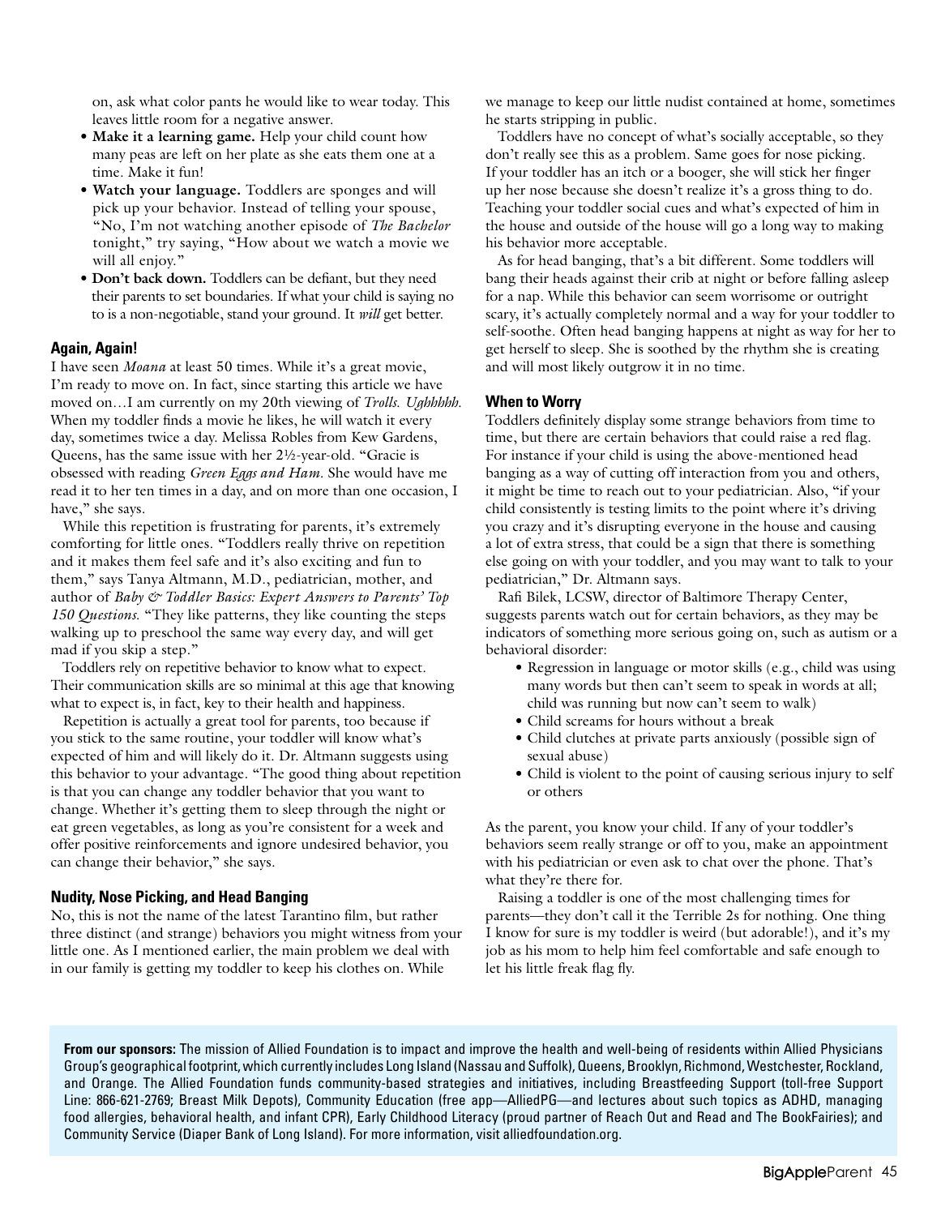on, ask what color pants he would like to wear today. This leaves little room for a negative answer.

- **Make it a learning game.** Help your child count how many peas are left on her plate as she eats them one at a time. Make it fun!
- **Watch your language.** Toddlers are sponges and will pick up your behavior. Instead of telling your spouse, "No, I'm not watching another episode of *The Bachelor* tonight," try saying, "How about we watch a movie we will all enjoy."
- **Don't back down.** Toddlers can be defiant, but they need their parents to set boundaries. If what your child is saying no to is a non-negotiable, stand your ground. It *will* get better.

### Again, Again!

I have seen *Moana* at least 50 times. While it's a great movie, I'm ready to move on. In fact, since starting this article we have moved on…I am currently on my 20th viewing of *Trolls. Ughhhhh.* When my toddler finds a movie he likes, he will watch it every day, sometimes twice a day. Melissa Robles from Kew Gardens, Queens, has the same issue with her 2½-year-old. "Gracie is obsessed with reading *Green Eggs and Ham*. She would have me read it to her ten times in a day, and on more than one occasion, I have," she says.

While this repetition is frustrating for parents, it's extremely comforting for little ones. "Toddlers really thrive on repetition and it makes them feel safe and it's also exciting and fun to them," says Tanya Altmann, M.D., pediatrician, mother, and author of *Baby & Toddler Basics: Expert Answers to Parents' Top 150 Questions.* "They like patterns, they like counting the steps walking up to preschool the same way every day, and will get mad if you skip a step."

Toddlers rely on repetitive behavior to know what to expect. Their communication skills are so minimal at this age that knowing what to expect is, in fact, key to their health and happiness.

Repetition is actually a great tool for parents, too because if you stick to the same routine, your toddler will know what's expected of him and will likely do it. Dr. Altmann suggests using this behavior to your advantage. "The good thing about repetition is that you can change any toddler behavior that you want to change. Whether it's getting them to sleep through the night or eat green vegetables, as long as you're consistent for a week and offer positive reinforcements and ignore undesired behavior, you can change their behavior," she says.

### Nudity, Nose Picking, and Head Banging

No, this is not the name of the latest Tarantino film, but rather three distinct (and strange) behaviors you might witness from your little one. As I mentioned earlier, the main problem we deal with in our family is getting my toddler to keep his clothes on. While we manage to keep our little nudist contained at home, sometimes he starts stripping in public.

Toddlers have no concept of what's socially acceptable, so they don't really see this as a problem. Same goes for nose picking. If your toddler has an itch or a booger, she will stick her finger up her nose because she doesn't realize it's a gross thing to do. Teaching your toddler social cues and what's expected of him in the house and outside of the house will go a long way to making his behavior more acceptable.

As for head banging, that's a bit different. Some toddlers will bang their heads against their crib at night or before falling asleep for a nap. While this behavior can seem worrisome or outright scary, it's actually completely normal and a way for your toddler to self-soothe. Often head banging happens at night as way for her to get herself to sleep. She is soothed by the rhythm she is creating and will most likely outgrow it in no time.

### When to Worry

Toddlers definitely display some strange behaviors from time to time, but there are certain behaviors that could raise a red flag. For instance if your child is using the above-mentioned head banging as a way of cutting off interaction from you and others, it might be time to reach out to your pediatrician. Also, "if your child consistently is testing limits to the point where it's driving you crazy and it's disrupting everyone in the house and causing a lot of extra stress, that could be a sign that there is something else going on with your toddler, and you may want to talk to your pediatrician," Dr. Altmann says.

Rafi Bilek, LCSW, director of Baltimore Therapy Center, suggests parents watch out for certain behaviors, as they may be indicators of something more serious going on, such as autism or a behavioral disorder:

- Regression in language or motor skills (e.g., child was using many words but then can't seem to speak in words at all; child was running but now can't seem to walk)
- Child screams for hours without a break
- Child clutches at private parts anxiously (possible sign of sexual abuse)
- Child is violent to the point of causing serious injury to self or others

As the parent, you know your child. If any of your toddler's behaviors seem really strange or off to you, make an appointment with his pediatrician or even ask to chat over the phone. That's what they're there for.

Raising a toddler is one of the most challenging times for parents—they don't call it the Terrible 2s for nothing. One thing I know for sure is my toddler is weird (but adorable!), and it's my job as his mom to help him feel comfortable and safe enough to let his little freak flag fly.

**From our sponsors:** The mission of Allied Foundation is to impact and improve the health and well-being of residents within Allied Physicians Group's geographical footprint, which currently includes Long Island (Nassau and Suffolk), Queens, Brooklyn, Richmond, Westchester, Rockland, and Orange. The Allied Foundation funds community-based strategies and initiatives, including Breastfeeding Support (toll-free Support Line: 866-621-2769; Breast Milk Depots), Community Education (free app—AlliedPG—and lectures about such topics as ADHD, managing food allergies, behavioral health, and infant CPR), Early Childhood Literacy (proud partner of Reach Out and Read and The BookFairies); and Community Service (Diaper Bank of Long Island). For more information, visit alliedfoundation.org.